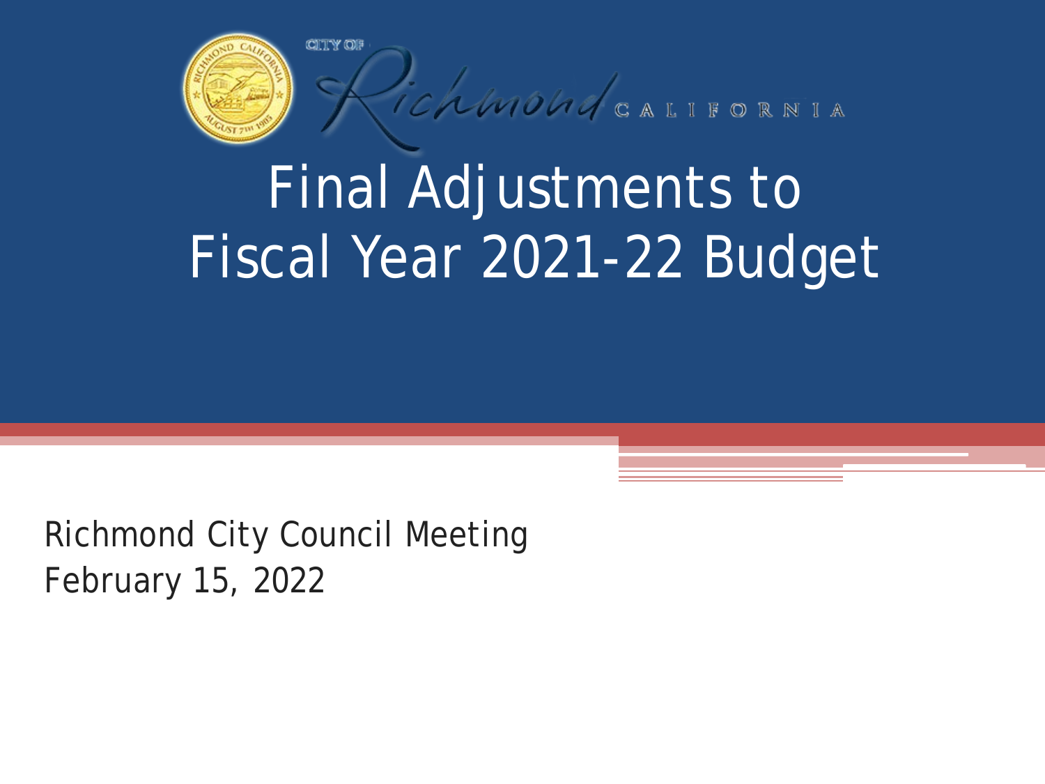CITY OF Richmond CALIFORNIA

# Final Adjustments to Fiscal Year 2021-22 Budget

Richmond City Council Meeting
February 15, 2022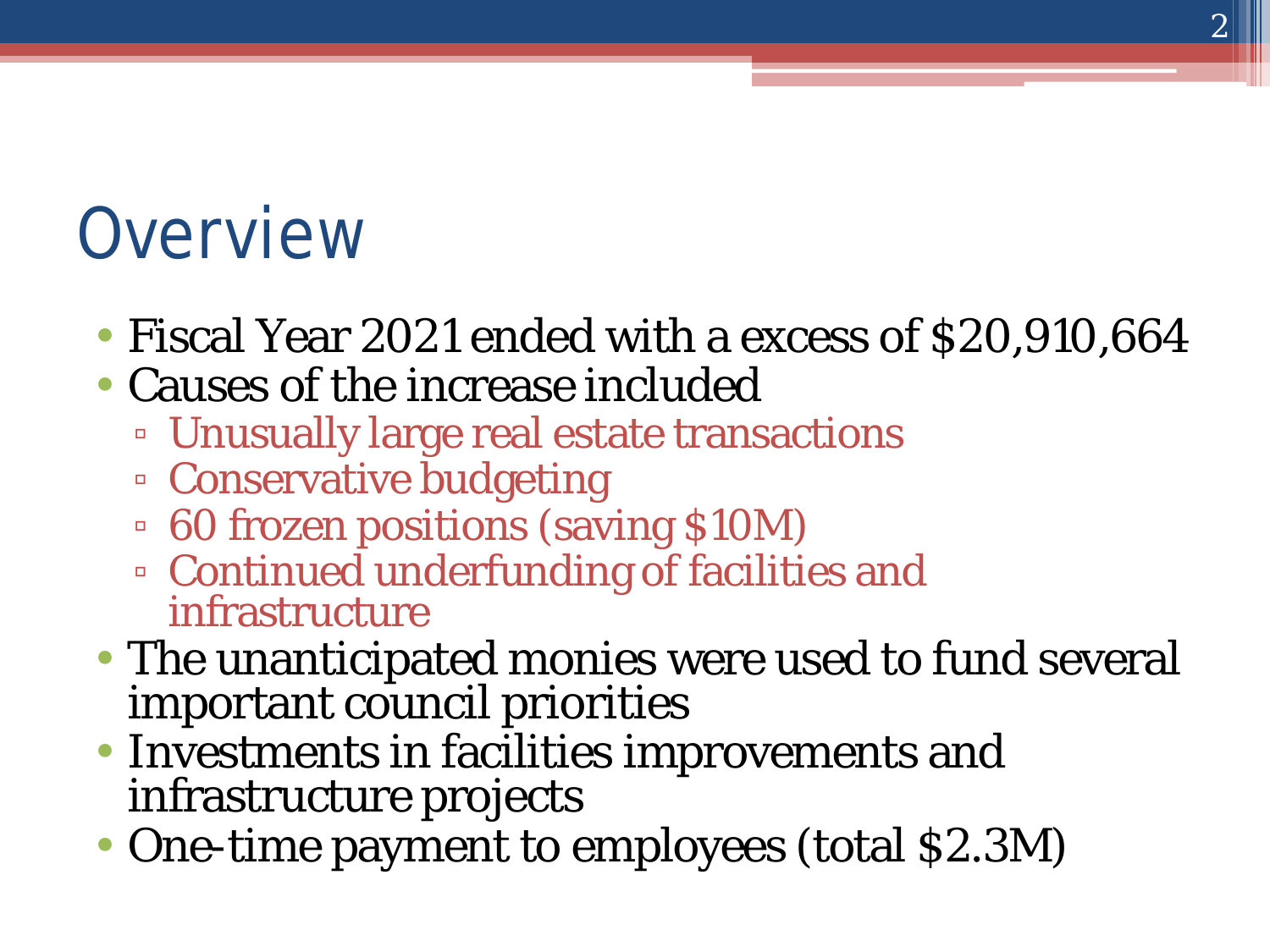# Overview

- Fiscal Year 2021 ended with a excess of $20,910,664
- Causes of the increase included
  - Unusually large real estate transactions
  - Conservative budgeting
  - 60 frozen positions (saving $10M)
  - Continued underfunding of facilities and infrastructure
- The unanticipated monies were used to fund several important council priorities
- Investments in facilities improvements and infrastructure projects
- One-time payment to employees (total $2.3M)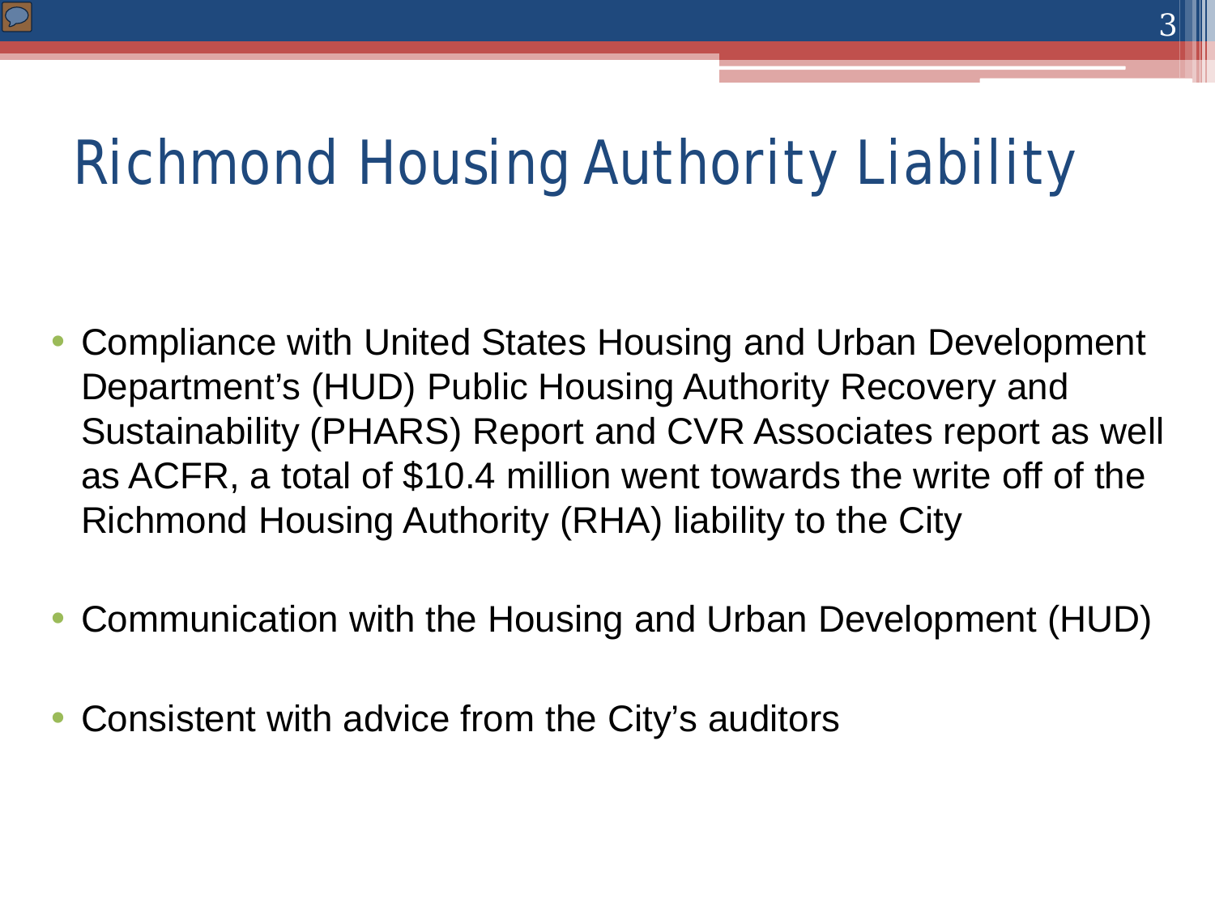# Richmond Housing Authority Liability

- Compliance with United States Housing and Urban Development Department's (HUD) Public Housing Authority Recovery and Sustainability (PHARS) Report and CVR Associates report as well as ACFR, a total of $10.4 million went towards the write off of the Richmond Housing Authority (RHA) liability to the City
- Communication with the Housing and Urban Development (HUD)
- Consistent with advice from the City's auditors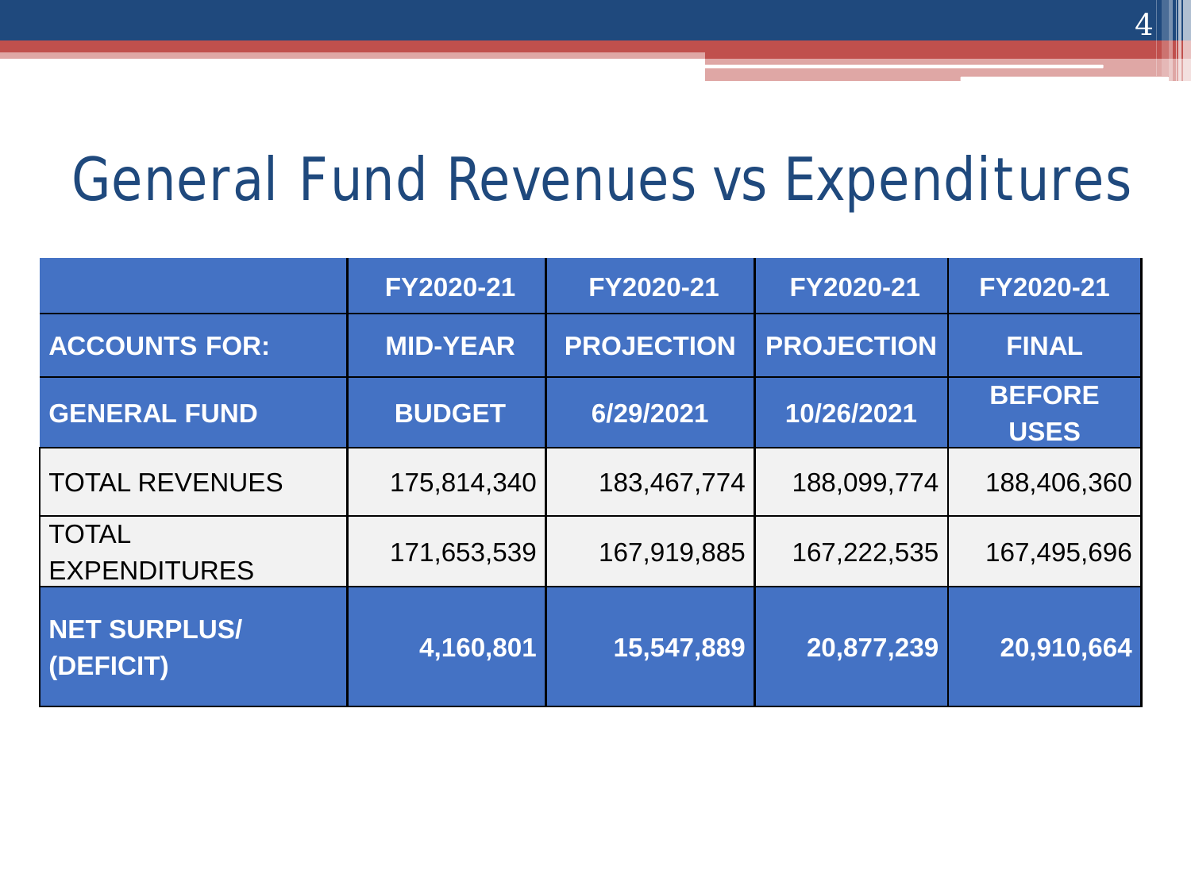# General Fund Revenues vs Expenditures

| | FY2020-21 | FY2020-21 | FY2020-21 | FY2020-21 |
|---|---|---|---|---|
| **ACCOUNTS FOR:** | **MID-YEAR** | **PROJECTION** | **PROJECTION** | **FINAL** |
| **GENERAL FUND** | **BUDGET** | **6/29/2021** | **10/26/2021** | **BEFORE USES** |
| TOTAL REVENUES | 175,814,340 | 183,467,774 | 188,099,774 | 188,406,360 |
| TOTAL EXPENDITURES | 171,653,539 | 167,919,885 | 167,222,535 | 167,495,696 |
| **NET SURPLUS/ (DEFICIT)** | **4,160,801** | **15,547,889** | **20,877,239** | **20,910,664** |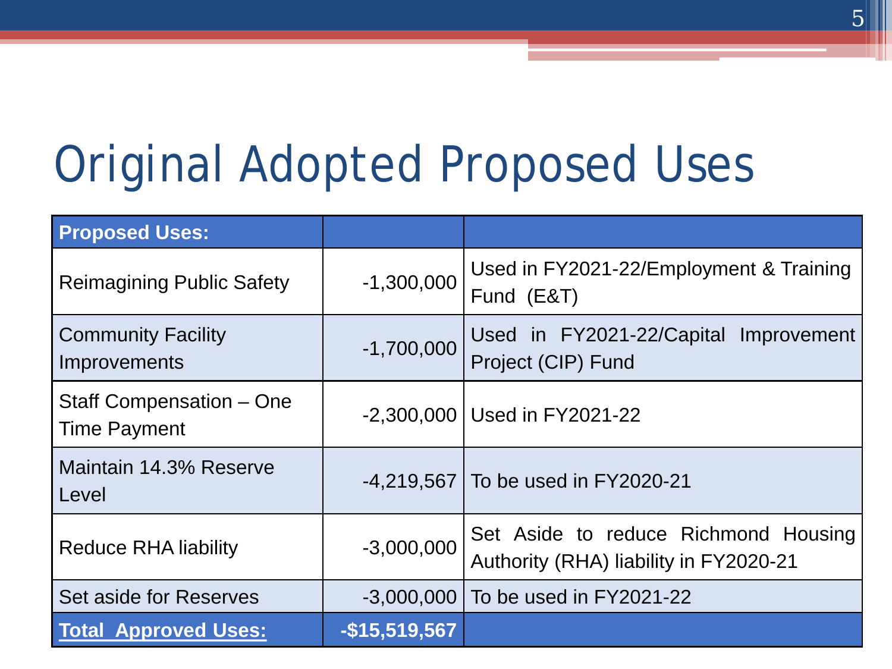# Original Adopted Proposed Uses

| Proposed Uses: | | |
|---|---|---|
| Reimagining Public Safety | -1,300,000 | Used in FY2021-22/Employment & Training Fund (E&T) |
| Community Facility Improvements | -1,700,000 | Used in FY2021-22/Capital Improvement Project (CIP) Fund |
| Staff Compensation – One Time Payment | -2,300,000 | Used in FY2021-22 |
| Maintain 14.3% Reserve Level | -4,219,567 | To be used in FY2020-21 |
| Reduce RHA liability | -3,000,000 | Set Aside to reduce Richmond Housing Authority (RHA) liability in FY2020-21 |
| Set aside for Reserves | -3,000,000 | To be used in FY2021-22 |
| **Total Approved Uses:** | **-$15,519,567** | |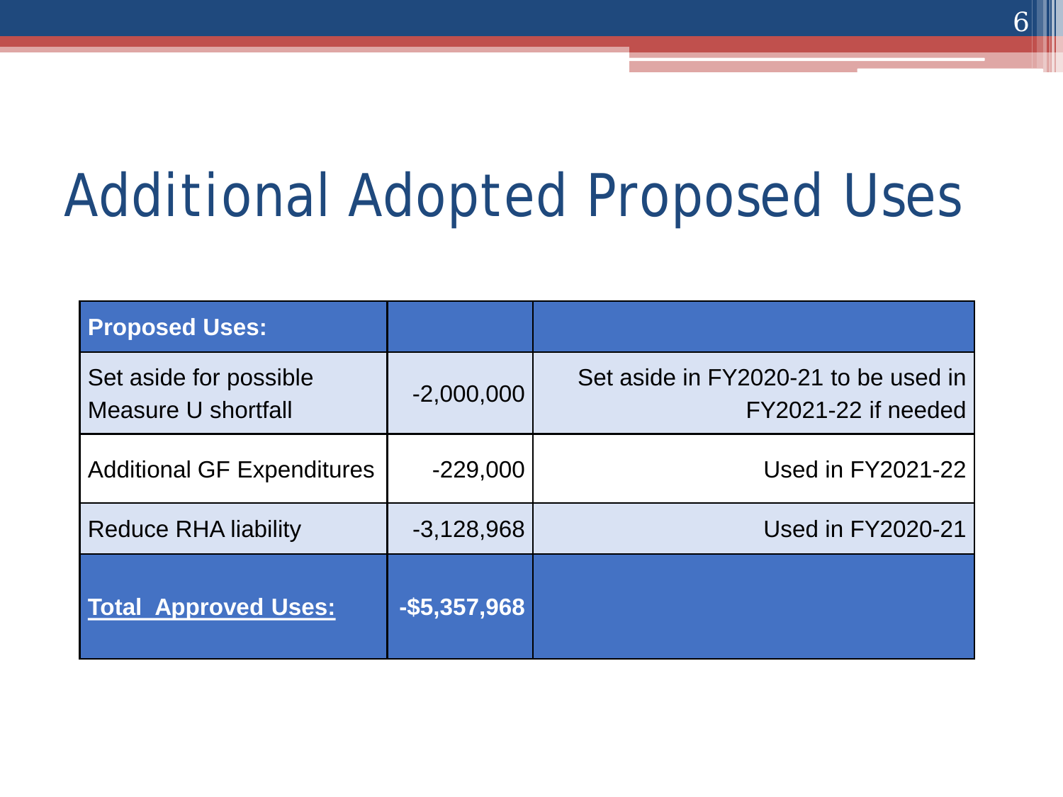# Additional Adopted Proposed Uses

| **Proposed Uses:** | | |
|---|---|---|
| Set aside for possible Measure U shortfall | -2,000,000 | Set aside in FY2020-21 to be used in FY2021-22 if needed |
| Additional GF Expenditures | -229,000 | Used in FY2021-22 |
| Reduce RHA liability | -3,128,968 | Used in FY2020-21 |
| **Total Approved Uses:** | **-$5,357,968** | |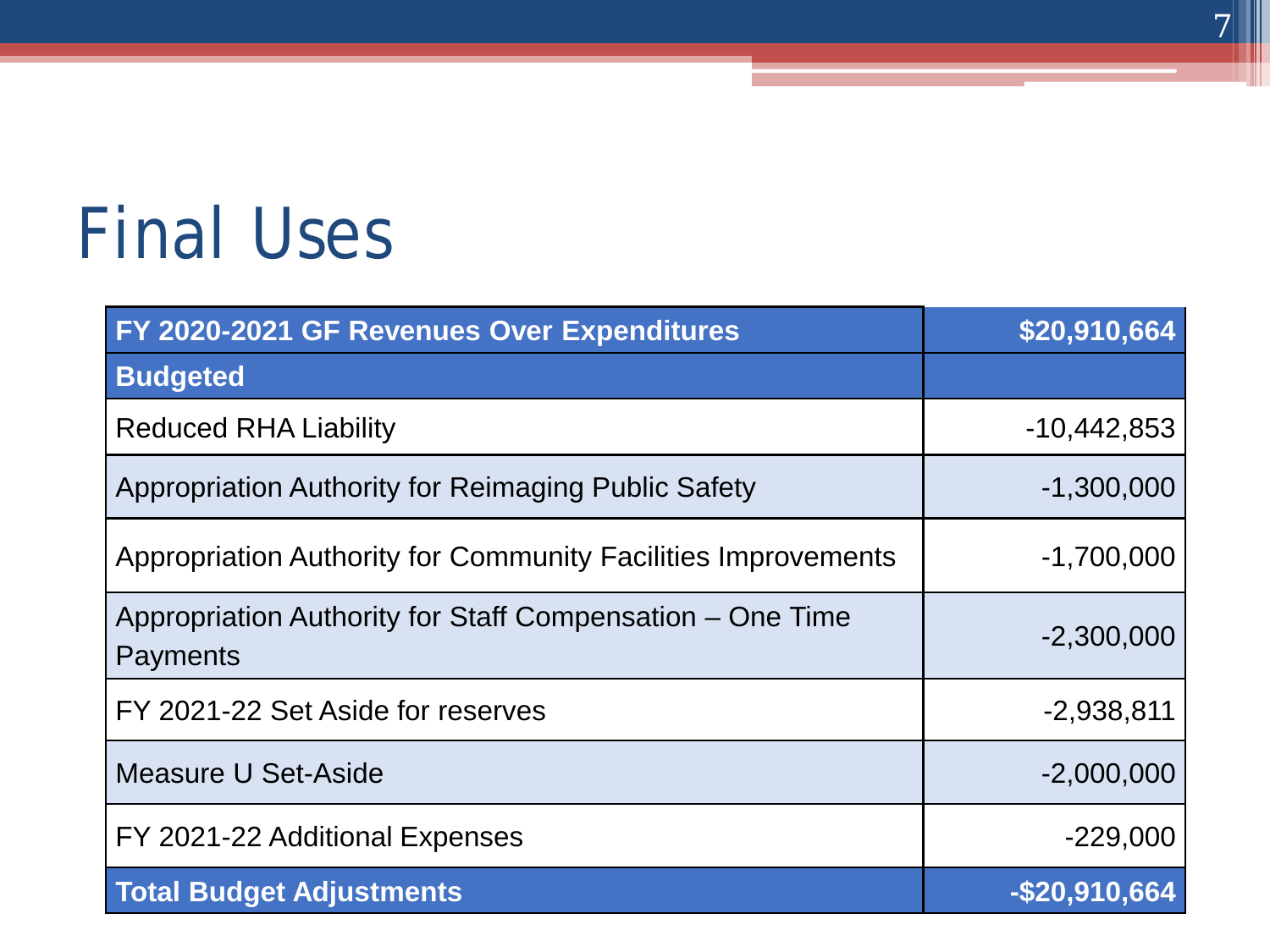# Final Uses

| FY 2020-2021 GF Revenues Over Expenditures | $20,910,664 |
|---|---|
| **Budgeted** | |
| Reduced RHA Liability | -10,442,853 |
| Appropriation Authority for Reimaging Public Safety | -1,300,000 |
| Appropriation Authority for Community Facilities Improvements | -1,700,000 |
| Appropriation Authority for Staff Compensation – One Time Payments | -2,300,000 |
| FY 2021-22 Set Aside for reserves | -2,938,811 |
| Measure U Set-Aside | -2,000,000 |
| FY 2021-22 Additional Expenses | -229,000 |
| **Total Budget Adjustments** | **-$20,910,664** |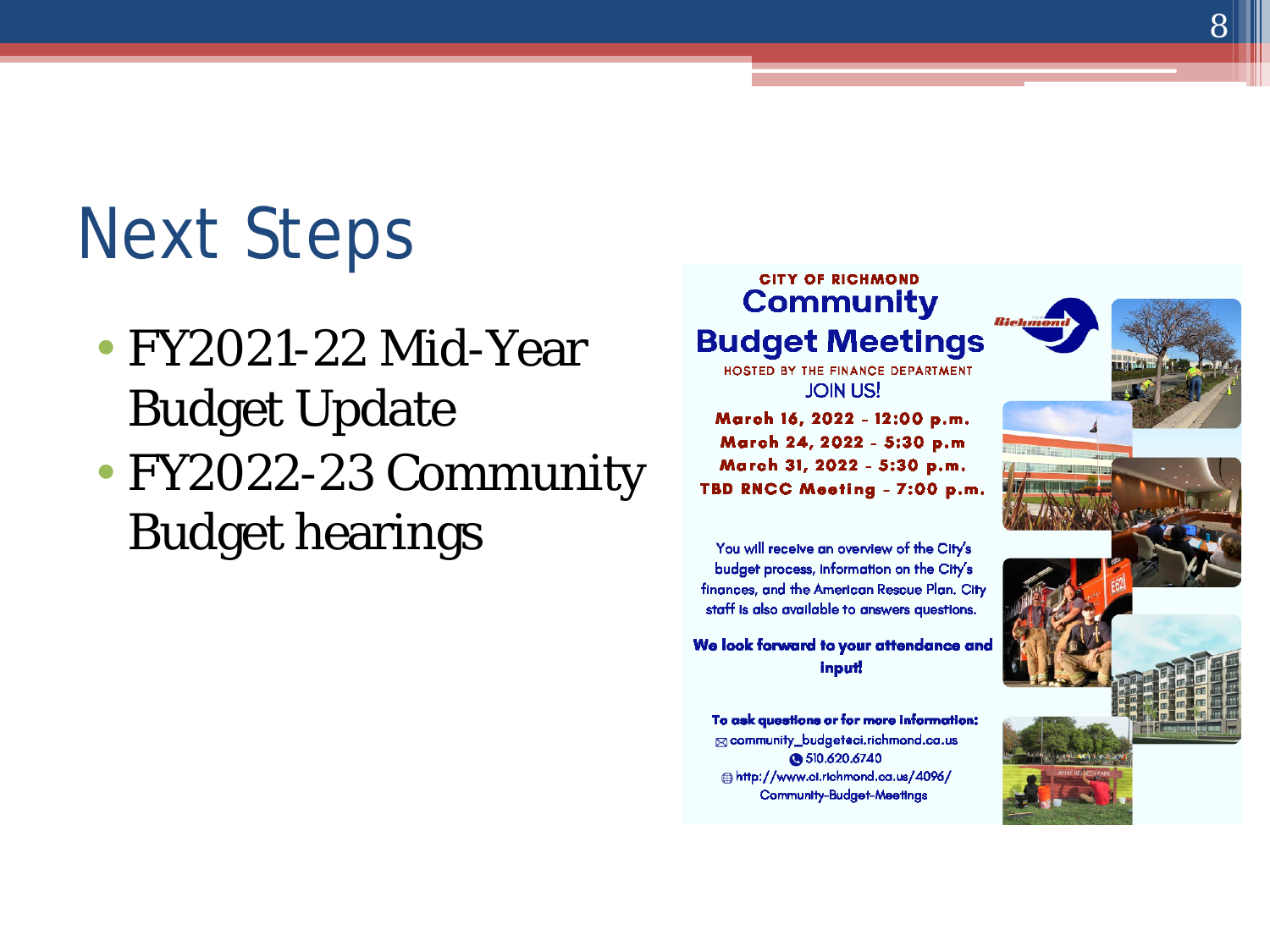# Next Steps

- FY2021-22 Mid-Year Budget Update
- FY2022-23 Community Budget hearings

CITY OF RICHMOND

## Community Budget Meetings

HOSTED BY THE FINANCE DEPARTMENT

JOIN US!

**March 16, 2022 - 12:00 p.m.**
**March 24, 2022 - 5:30 p.m**
**March 31, 2022 - 5:30 p.m.**
**TBD RNCC Meeting - 7:00 p.m.**

You will receive an overview of the City's budget process, information on the City's finances, and the American Rescue Plan. City staff is also available to answers questions.

**We look forward to your attendance and input!**

**To ask questions or for more information:**

community_budget@ci.richmond.ca.us
510.620.6740
http://www.ci.richmond.ca.us/4096/Community-Budget-Meetings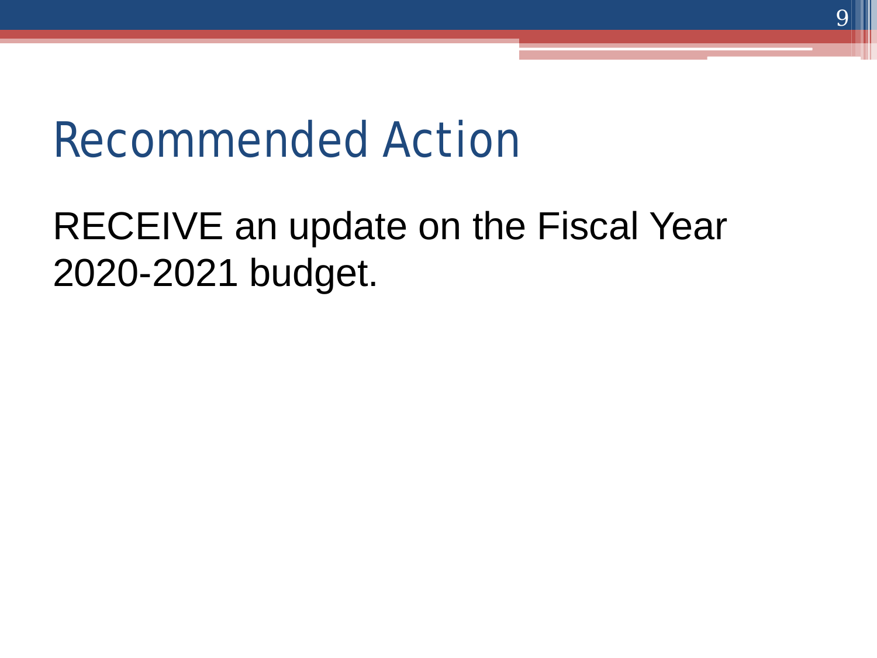# Recommended Action

RECEIVE an update on the Fiscal Year 2020-2021 budget.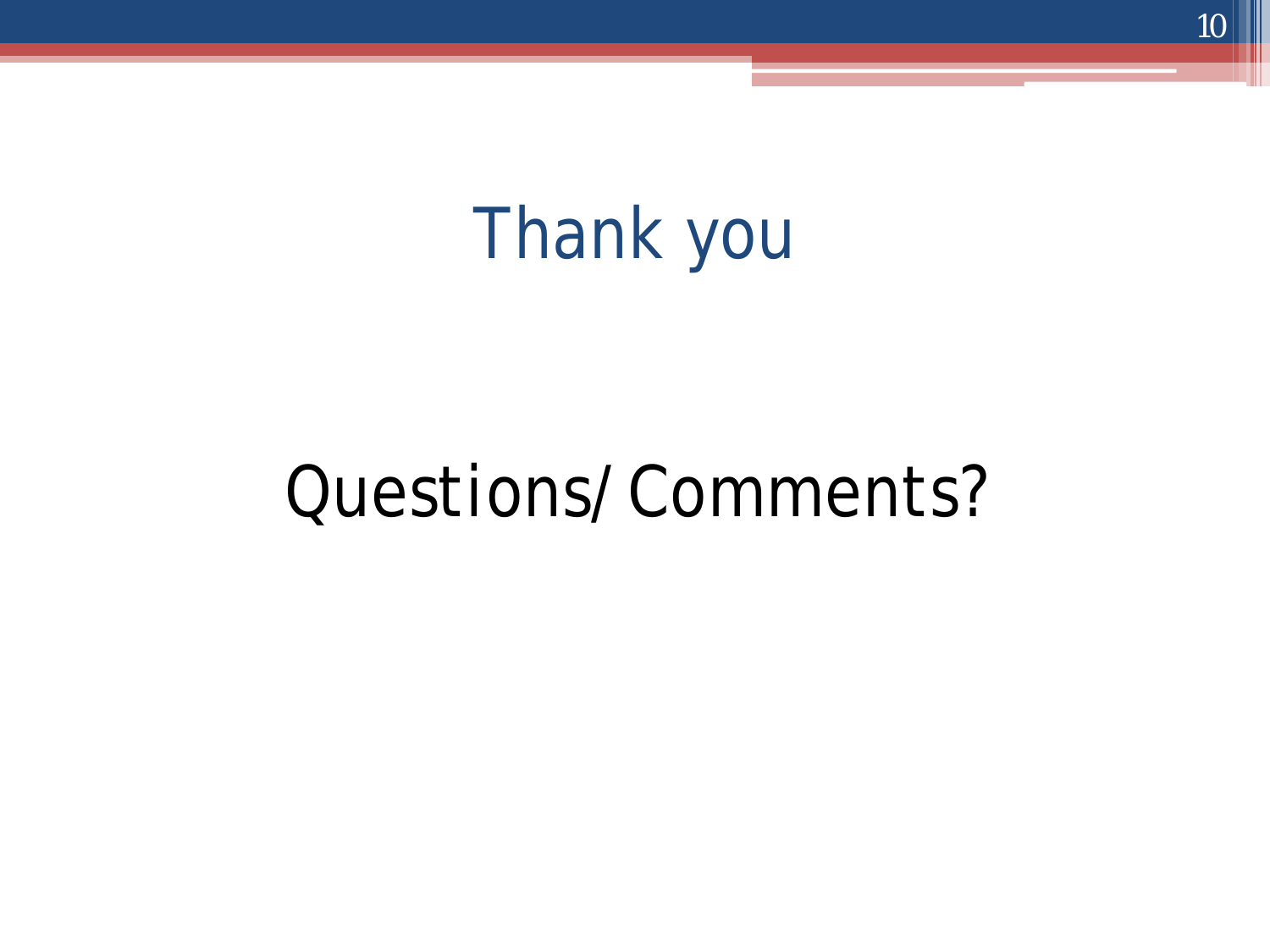# Thank you

Questions/ Comments?